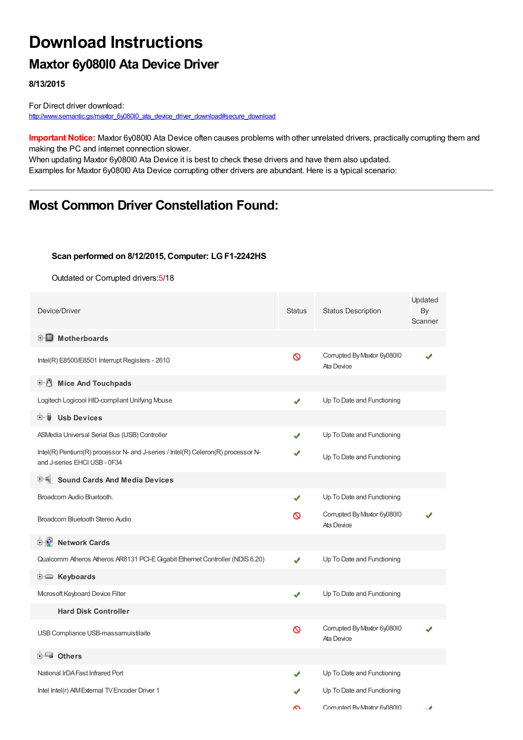# Download Instructions

## Maxtor 6y080l0 Ata Device Driver

**8/13/2015**

For Direct driver download:
http://www.semantic.gs/maxtor_6y080l0_ata_device_driver_download#secure_download

**Important Notice:** Maxtor 6y080l0 Ata Device often causes problems with other unrelated drivers, practically corrupting them and making the PC and internet connection slower.
When updating Maxtor 6y080l0 Ata Device it is best to check these drivers and have them also updated.
Examples for Maxtor 6y080l0 Ata Device corrupting other drivers are abundant. Here is a typical scenario:

---

## Most Common Driver Constellation Found:

**Scan performed on 8/12/2015, Computer: LG F1-2242HS**

Outdated or Corrupted drivers:5/18

| Device/Driver | Status | Status Description | Updated By Scanner |
|---|---|---|---|
| **Motherboards** | | | |
| Intel(R) E8500/E8501 Interrupt Registers - 2610 | ⊘ | Corrupted By Maxtor 6y080l0 Ata Device | ✔ |
| **Mice And Touchpads** | | | |
| Logitech Logicool HID-compliant Unifying Mouse | ✔ | Up To Date and Functioning | |
| **Usb Devices** | | | |
| ASMedia Universal Serial Bus (USB) Controller | ✔ | Up To Date and Functioning | |
| Intel(R) Pentium(R) processor N- and J-series / Intel(R) Celeron(R) processor N- and J-series EHCI USB - 0F34 | ✔ | Up To Date and Functioning | |
| **Sound Cards And Media Devices** | | | |
| Broadcom Audio Bluetooth. | ✔ | Up To Date and Functioning | |
| Broadcom Bluetooth Stereo Audio | ⊘ | Corrupted By Maxtor 6y080l0 Ata Device | ✔ |
| **Network Cards** | | | |
| Qualcomm Atheros Atheros AR8131 PCI-E Gigabit Ethernet Controller (NDIS 6.20) | ✔ | Up To Date and Functioning | |
| **Keyboards** | | | |
| Microsoft Keyboard Device Filter | ✔ | Up To Date and Functioning | |
| **Hard Disk Controller** | | | |
| USB Compliance USB-massamuistilaite | ⊘ | Corrupted By Maxtor 6y080l0 Ata Device | ✔ |
| **Others** | | | |
| National IrDA Fast Infrared Port | ✔ | Up To Date and Functioning | |
| Intel Intel(r) AIM External TV Encoder Driver 1 | ✔ | Up To Date and Functioning | |
| | ⊘ | Corrupted By Maxtor 6y080l0 | ✔ |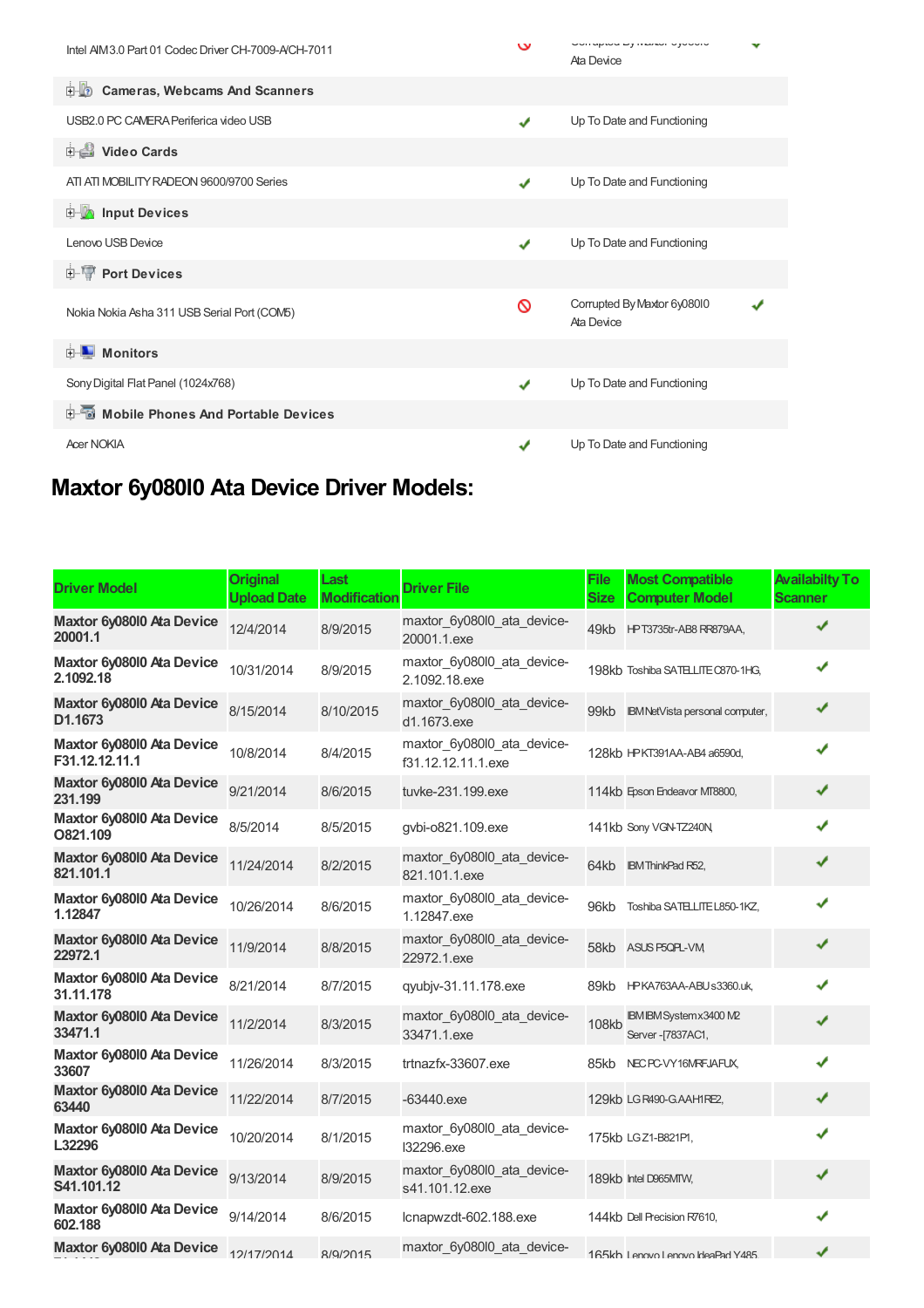| | | | |
|---|---|---|---|
| Intel AIM3.0 Part 01 Codec Driver CH-7009-A/CH-7011 | ⊘ | Corrupted By Maxtor 6y080l0 Ata Device | ✔ |
| **Cameras, Webcams And Scanners** | | | |
| USB2.0 PC CAMERA Periferica video USB | ✔ | Up To Date and Functioning | |
| **Video Cards** | | | |
| ATI ATI MOBILITY RADEON 9600/9700 Series | ✔ | Up To Date and Functioning | |
| **Input Devices** | | | |
| Lenovo USB Device | ✔ | Up To Date and Functioning | |
| **Port Devices** | | | |
| Nokia Nokia Asha 311 USB Serial Port (COM5) | ⊘ | Corrupted By Maxtor 6y080l0 Ata Device | ✔ |
| **Monitors** | | | |
| Sony Digital Flat Panel (1024x768) | ✔ | Up To Date and Functioning | |
| **Mobile Phones And Portable Devices** | | | |
| Acer NOKIA | ✔ | Up To Date and Functioning | |

## Maxtor 6y080l0 Ata Device Driver Models:

| Driver Model | Original Upload Date | Last Modification | Driver File | File Size | Most Compatible Computer Model | Availabilty To Scanner |
|---|---|---|---|---|---|---|
| **Maxtor 6y080l0 Ata Device 20001.1** | 12/4/2014 | 8/9/2015 | maxtor_6y080l0_ata_device-20001.1.exe | 49kb | HP T3735tr-AB8 RR879AA, | ✔ |
| **Maxtor 6y080l0 Ata Device 2.1092.18** | 10/31/2014 | 8/9/2015 | maxtor_6y080l0_ata_device-2.1092.18.exe | 198kb | Toshiba SATELLITE C870-1HG, | ✔ |
| **Maxtor 6y080l0 Ata Device D1.1673** | 8/15/2014 | 8/10/2015 | maxtor_6y080l0_ata_device-d1.1673.exe | 99kb | IBM NetVista personal computer, | ✔ |
| **Maxtor 6y080l0 Ata Device F31.12.12.11.1** | 10/8/2014 | 8/4/2015 | maxtor_6y080l0_ata_device-f31.12.12.11.1.exe | 128kb | HP KT391AA-AB4 a6590d, | ✔ |
| **Maxtor 6y080l0 Ata Device 231.199** | 9/21/2014 | 8/6/2015 | tuvke-231.199.exe | 114kb | Epson Endeavor MT8800, | ✔ |
| **Maxtor 6y080l0 Ata Device O821.109** | 8/5/2014 | 8/5/2015 | gvbi-o821.109.exe | 141kb | Sony VGN-TZ240N, | ✔ |
| **Maxtor 6y080l0 Ata Device 821.101.1** | 11/24/2014 | 8/2/2015 | maxtor_6y080l0_ata_device-821.101.1.exe | 64kb | IBM ThinkPad R52, | ✔ |
| **Maxtor 6y080l0 Ata Device 1.12847** | 10/26/2014 | 8/6/2015 | maxtor_6y080l0_ata_device-1.12847.exe | 96kb | Toshiba SATELLITE L850-1KZ, | ✔ |
| **Maxtor 6y080l0 Ata Device 22972.1** | 11/9/2014 | 8/8/2015 | maxtor_6y080l0_ata_device-22972.1.exe | 58kb | ASUS P5QPL-VM, | ✔ |
| **Maxtor 6y080l0 Ata Device 31.11.178** | 8/21/2014 | 8/7/2015 | qyubjv-31.11.178.exe | 89kb | HP KA763AA-ABU s3360.uk, | ✔ |
| **Maxtor 6y080l0 Ata Device 33471.1** | 11/2/2014 | 8/3/2015 | maxtor_6y080l0_ata_device-33471.1.exe | 108kb | IBM IBM System x3400 M2 Server -[7837AC1, | ✔ |
| **Maxtor 6y080l0 Ata Device 33607** | 11/26/2014 | 8/3/2015 | trtnazfx-33607.exe | 85kb | NEC PC-VY16MRFJAFUX, | ✔ |
| **Maxtor 6y080l0 Ata Device 63440** | 11/22/2014 | 8/7/2015 | -63440.exe | 129kb | LG R490-G.AAH1RE2, | ✔ |
| **Maxtor 6y080l0 Ata Device L32296** | 10/20/2014 | 8/1/2015 | maxtor_6y080l0_ata_device-l32296.exe | 175kb | LG Z1-B821P1, | ✔ |
| **Maxtor 6y080l0 Ata Device S41.101.12** | 9/13/2014 | 8/9/2015 | maxtor_6y080l0_ata_device-s41.101.12.exe | 189kb | Intel D965MTW, | ✔ |
| **Maxtor 6y080l0 Ata Device 602.188** | 9/14/2014 | 8/6/2015 | lcnapwzdt-602.188.exe | 144kb | Dell Precision R7610, | ✔ |
| **Maxtor 6y080l0 Ata Device** | 12/17/2014 | 8/9/2015 | maxtor_6y080l0_ata_device- | 165kb | Lenovo Lenovo IdeaPad Y485, | ✔ |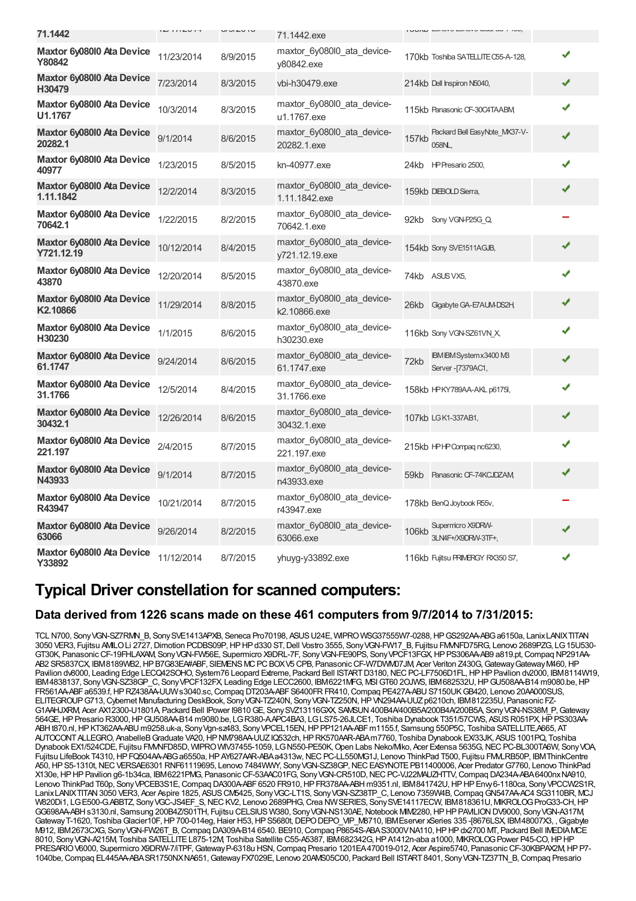| | | | | | |
|---|---|---|---|---|---|
| 71.1442 | | | 71.1442.exe | | |
| **Maxtor 6y080l0 Ata Device Y80842** | 11/23/2014 | 8/9/2015 | maxtor_6y080l0_ata_device-y80842.exe | 170kb Toshiba SATELLITE C55-A-128, | ✔ |
| **Maxtor 6y080l0 Ata Device H30479** | 7/23/2014 | 8/3/2015 | vbi-h30479.exe | 214kb Dell Inspiron N5040, | ✔ |
| **Maxtor 6y080l0 Ata Device U1.1767** | 10/3/2014 | 8/3/2015 | maxtor_6y080l0_ata_device-u1.1767.exe | 115kb Panasonic CF-30C4TAABM, | ✔ |
| **Maxtor 6y080l0 Ata Device 20282.1** | 9/1/2014 | 8/6/2015 | maxtor_6y080l0_ata_device-20282.1.exe | 157kb Packard Bell EasyNote_MX37-V-058NL, | ✔ |
| **Maxtor 6y080l0 Ata Device 40977** | 1/23/2015 | 8/5/2015 | kn-40977.exe | 24kb HP Presario 2500, | ✔ |
| **Maxtor 6y080l0 Ata Device 1.11.1842** | 12/2/2014 | 8/3/2015 | maxtor_6y080l0_ata_device-1.11.1842.exe | 159kb DIEBOLD Sierra, | ✔ |
| **Maxtor 6y080l0 Ata Device 70642.1** | 1/22/2015 | 8/2/2015 | maxtor_6y080l0_ata_device-70642.1.exe | 92kb Sony VGN-P25G_Q, | − |
| **Maxtor 6y080l0 Ata Device Y721.12.19** | 10/12/2014 | 8/4/2015 | maxtor_6y080l0_ata_device-y721.12.19.exe | 154kb Sony SVE1511AGJB, | ✔ |
| **Maxtor 6y080l0 Ata Device 43870** | 12/20/2014 | 8/5/2015 | maxtor_6y080l0_ata_device-43870.exe | 74kb ASUS VX5, | ✔ |
| **Maxtor 6y080l0 Ata Device K2.10866** | 11/29/2014 | 8/8/2015 | maxtor_6y080l0_ata_device-k2.10866.exe | 26kb Gigabyte GA-E7AUM-DS2H, | ✔ |
| **Maxtor 6y080l0 Ata Device H30230** | 1/1/2015 | 8/6/2015 | maxtor_6y080l0_ata_device-h30230.exe | 116kb Sony VGN-SZ61VN_X, | ✔ |
| **Maxtor 6y080l0 Ata Device 61.1747** | 9/24/2014 | 8/6/2015 | maxtor_6y080l0_ata_device-61.1747.exe | 72kb IBM IBM System x3400 M3 Server -[7379AC1, | ✔ |
| **Maxtor 6y080l0 Ata Device 31.1766** | 12/5/2014 | 8/4/2015 | maxtor_6y080l0_ata_device-31.1766.exe | 158kb HP KY789AA-AKL p6175l, | ✔ |
| **Maxtor 6y080l0 Ata Device 30432.1** | 12/26/2014 | 8/6/2015 | maxtor_6y080l0_ata_device-30432.1.exe | 107kb LG K1-337AB1, | ✔ |
| **Maxtor 6y080l0 Ata Device 221.197** | 2/4/2015 | 8/7/2015 | maxtor_6y080l0_ata_device-221.197.exe | 215kb HP HP Compaq nc6230, | ✔ |
| **Maxtor 6y080l0 Ata Device N43933** | 9/1/2014 | 8/7/2015 | maxtor_6y080l0_ata_device-n43933.exe | 59kb Panasonic CF-74KCJDZAM, | ✔ |
| **Maxtor 6y080l0 Ata Device R43947** | 10/21/2014 | 8/7/2015 | maxtor_6y080l0_ata_device-r43947.exe | 178kb BenQ Joybook R55v, | − |
| **Maxtor 6y080l0 Ata Device 63066** | 9/26/2014 | 8/2/2015 | maxtor_6y080l0_ata_device-63066.exe | 106kb Supermicro X9DRW-3LN4F+/X9DRW-3TF+, | ✔ |
| **Maxtor 6y080l0 Ata Device Y33892** | 11/12/2014 | 8/7/2015 | yhuyg-y33892.exe | 116kb Fujitsu PRIMERGY RX350 S7, | ✔ |

# Typical Driver constellation for scanned computers:

## Data derived from 1226 scans made on these 461 computers from 9/7/2014 to 7/31/2015:

TCL N700, Sony VGN-SZ7RMN_B, Sony SVE1413APXB, Seneca Pro70198, ASUS U24E, WIPRO WSG37555W7-0288, HP GS292AA-ABG a6150a, Lanix LANIX TITAN 3050 VER3, Fujitsu AMILO Li 2727, Dimotion PCDBS09P, HP HP d330 ST, Dell Vostro 3555, Sony VGN-FW17_B, Fujitsu FMVNFD75RG, Lenovo 2689PZG, LG 15U530-GT30K, Panasonic CF-19FHLAXAM, Sony VGN-FW56E, Supermicro X9DRL-7F, Sony VGN-FE90PS, Sony VPCF13FGX, HP PS306AA-AB9 a819.pt, Compaq NP291AA-AB2 SR5837CX, IBM 8189WB2, HP B7G83EA#ABF, SIEMENS MC PC BOX V5 CPB, Panasonic CF-W7DWM07JM, Acer Veriton Z430G, Gateway Gateway M460, HP Pavilion dv8000, Leading Edge LECQ42SOHO, System76 Leopard Extreme, Packard Bell ISTART D3180, NEC PC-LF7506D1FL, HP HP Pavilion dv2000, IBM 8114W19, IBM 4838137, Sony VGN-SZ38GP_C, Sony VPCF132FX, Leading Edge LECC2600, IBM 6221MFG, MSI GT60 2OJWS, IBM 682532U, HP GU508AA-B14 m9080.be, HP FR561AA-ABF a6539.f, HP RZ438AA-UUW s3040.sc, Compaq DT203A-ABF S6400FR FR410, Compaq PE427A-ABU S7150UK GB420, Lenovo 20AA000SUS, ELITEGROUP G713, Cybernet Manufacturing DeskBook, Sony VGN-TZ240N, Sony VGN-TZ250N, HP VN294AA-UUZ p6210ch, IBM 812235U, Panasonic FZ-G1AAHJXRM, Acer AX12300-U1801A, Packard Bell IPower I9810 GE, Sony SVZ13116GXX, SAMSUN 400B4A/400B5A/200B4A/200B5A, Sony VGN-NS38M_P, Gateway 564GE, HP Presario R3000, HP GU508AA-B14 m9080.be, LG R380-AAPC4BA3, LG LS75-26JLCE1, Toshiba Dynabook T351/57CWS, ASUS R051PX, HP PS303AA-ABH t870.nl, HP KT362AA-ABU m9258.uk-a, Sony Vgn-sz483, Sony VPCEL15EN, HP PP121AA-ABF m1155.f, Samsung 550P5C, Toshiba SATELLITE A665, AT AUTOCONT ALLEGRO, AnabelleB Graduate VA20, HP NM798AA-UUZ IQ532ch, HP RK570AAR-ABA m7760, Toshiba Dynabook EX/33JK, ASUS 1001PQ, Toshiba Dynabook EX1/524CDE, Fujitsu FMVNFD85D, WIPRO WIV37455-1059, LG N550-PE50K, Open Labs Neko/Miko, Acer Extensa 5635G, NEC PC-BL300TA6W, Sony VOA, Fujitsu LifeBook T4310, HP FQ504AA-ABG a6550a, HP AY627AAR-ABA a4313w, NEC PC-LL550MG1J, Lenovo ThinkPad T500, Fujitsu FMVLRB50P, IBM ThinkCentre A50, HP S5-1310t, NEC VERSAE6301 RNF61119695, Lenovo 7484WWY, Sony VGN-SZ38GP, NEC EASYNOTE PB11400006, Acer Predator G7760, Lenovo ThinkPad X130e, HP HP Pavilion g6-1b34ca, IBM6221PMG, Panasonic CF-53AAC01FG, Sony VGN-CR510D, NEC PC-VJ22MAUZHTTV, Compaq DA234A-ABA 6400nx NA910, Lenovo ThinkPad T60p, Sony VPCEB3S1E, Compaq DA300A-ABF 6520 FR910, HP FR378AA-ABH m9351.nl, IBM 841742U, HP HP Envy 6-1180ca, Sony VPCCW2S1R, Lanix LANIX TITAN 3050 VER3, Acer Aspire 1825, ASUS CM5425, Sony VGC-LT1S, Sony VGN-SZ38TP_C, Lenovo 7359W4B, Compaq GN547AA-AC4 SG3110BR, MCJ W820Di1, LG E500-G.ABBTZ, Sony VGC-JS4EF_S, NEC KV2, Lenovo 2689PHG, Crea NW SERIES, Sony SVE14117ECW, IBM 818361U, MIKROLOG ProG33-CH, HP GG698AA-ABH s3130.nl, Samsung 200B4Z/S01TH, Fujitsu CELSIUS W380, Sony VGN-NS130AE, Notebook MIM2280, HP HP PAVILION DV9000, Sony VGN-A317M, Gateway T-1620, Toshiba Glacier10F, HP 700-014eg, Haier H53, HP S5680t, DEPO DEPO_VIP_M8710, IBM Eserver xSeries 335 -[8676LSX, IBM 48007X3, , Gigabyte M912, IBM 2673CXG, Sony VGN-FW26T_B, Compaq DA309A-B14 6540. BE910, Compaq P8654S-ABA S3000V NA110, HP HP dx2700 MT, Packard Bell IMEDIA MCE 8010, Sony VGN-A215M, Toshiba SATELLITE L875-12M, Toshiba Satellite C55-A5387, IBM 682342G, HP A1412n-aba a1000, MIKROLOG Power P45-CO, HP HP PRESARIO V6000, Supermicro X9DRW-7/iTPF, Gateway P-6318u HSN, Compaq Presario 1201EA 470019-012, Acer Aspire5740, Panasonic CF-30KBPAX2M, HP P7-1040be, Compaq EL445AA-ABA SR1750NX NA651, Gateway FX7029E, Lenovo 20AMS05C00, Packard Bell ISTART 8401, Sony VGN-TZ37TN_B, Compaq Presario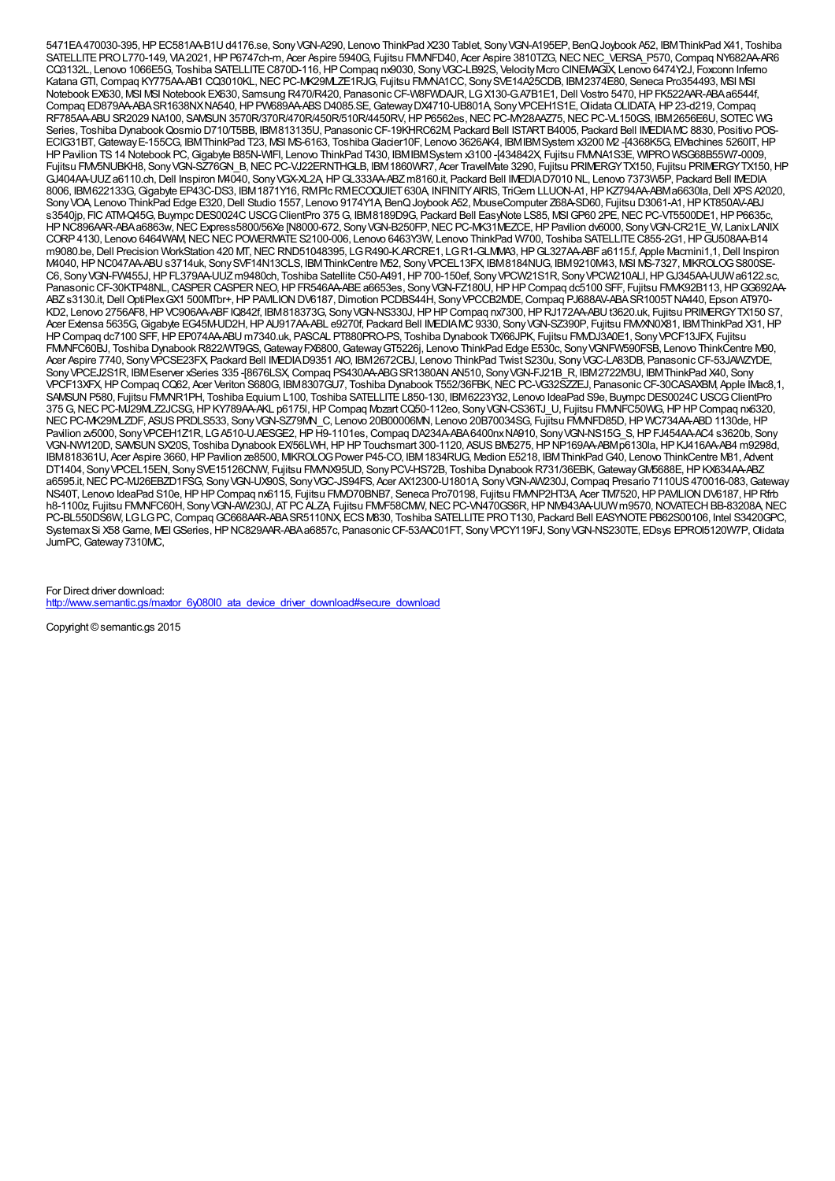5471EA 470030-395, HP EC581AA-B1U d4176.se, Sony VGN-A290, Lenovo ThinkPad X230 Tablet, Sony VGN-A195EP, BenQ Joybook A52, IBM ThinkPad X41, Toshiba SATELLITE PRO L770-149, VIA 2021, HP P6747ch-m, Acer Aspire 5940G, Fujitsu FMVNFD40, Acer Aspire 3810TZG, NEC NEC_VERSA_P570, Compaq NY682AA-AR6 CQ3132L, Lenovo 1066E5G, Toshiba SATELLITE C870D-116, HP Compaq nx9030, Sony VGC-LB92S, Velocity Micro CINEMAGIX, Lenovo 6474Y2J, Foxconn Inferno Katana GTI, Compaq KY775AA-AB1 CQ3010KL, NEC PC-MK29MLZE1RJG, Fujitsu FMVNA1CC, Sony SVE14A25CDB, IBM 2374E80, Seneca Pro354493, MSI MSI Notebook EX630, MSI MSI Notebook EX630, Samsung R470/R420, Panasonic CF-W8FWDAJR, LG X130-G.A7B1E1, Dell Vostro 5470, HP FK522AAR-ABA a6544f, Compaq ED879AA-ABA SR1638NX NA540, HP PW689AA-ABS D4085.SE, Gateway DX4710-UB801A, Sony VPCEH1S1E, Olidata OLIDATA, HP 23-d219, Compaq RF785AA-ABU SR2029 NA100, SAMSUN 3570R/370R/470R/450R/510R/4450RV, HP P6562es, NEC PC-MY28AAZ75, NEC PC-VL150GS, IBM 2656E6U, SOTEC WG Series, Toshiba Dynabook Qosmio D710/T5BB, IBM 813135U, Panasonic CF-19KHRC62M, Packard Bell ISTART B4005, Packard Bell IMEDIA MC 8830, Positivo POS-ECIG31BT, Gateway E-155CG, IBM ThinkPad T23, MSI MS-6163, Toshiba Glacier10F, Lenovo 3626AK4, IBM IBM System x3200 M2 -[4368K5G, EMachines 5260IT, HP HP Pavilion TS 14 Notebook PC, Gigabyte B85N-WIFI, Lenovo ThinkPad T430, IBM IBM System x3100 -[434842X, Fujitsu FMVNA1S3E, WIPRO WSG68B55W7-0009, Fujitsu FMV5NUBKH8, Sony VGN-SZ76GN_B, NEC PC-VJ22ERNTHGLB, IBM 1860WR7, Acer TravelMate 3290, Fujitsu PRIMERGY TX150, Fujitsu PRIMERGY TX150, HP GJ404AA-UUZ a6110.ch, Dell Inspiron M4040, Sony VGX-XL2A, HP GL333AA-ABZ m8160.it, Packard Bell IMEDIA D7010 NL, Lenovo 7373W5P, Packard Bell IMEDIA 8006, IBM 622133G, Gigabyte EP43C-DS3, IBM 1871Y16, RM Plc RM ECOQUIET 630A, INFINITY AIRIS, TriGem LLUON-A1, HP KZ794AA-ABM a6630la, Dell XPS A2020, Sony VOA, Lenovo ThinkPad Edge E320, Dell Studio 1557, Lenovo 9174Y1A, BenQ Joybook A52, MouseComputer Z68A-SD60, Fujitsu D3061-A1, HP KT850AV-ABJ s3540jp, FIC ATM-Q45G, Buympc DES0024C USCG ClientPro 375 G, IBM 8189D9G, Packard Bell EasyNote LS85, MSI GP60 2PE, NEC PC-VT5500DE1, HP P6635c, HP NC896AAR-ABA a6863w, NEC Express5800/56Xe [N8000-672, Sony VGN-B250FP, NEC PC-MK31MEZCE, HP Pavilion dv6000, Sony VGN-CR21E_W, Lanix LANIX CORP 4130, Lenovo 6464WAM, NEC NEC POWERMATE S2100-006, Lenovo 6463Y3W, Lenovo ThinkPad W700, Toshiba SATELLITE C855-2G1, HP GU508AA-B14 m9080.be, Dell Precision WorkStation 420 MT, NEC RND51048395, LG R490-K.ARCRE1, LG R1-GLMMA3, HP GL327AA-ABF a6115.f, Apple Macmini1,1, Dell Inspiron M4040, HP NC047AA-ABU s3714uk, Sony SVF14N13CLS, IBM ThinkCentre M52, Sony VPCEL13FX, IBM 8184NUG, IBM 9210M43, MSI MS-7327, MIKROLOG S800SE-C6, Sony VGN-FW455J, HP FL379AA-UUZ m9480ch, Toshiba Satellite C50-A491, HP 700-150ef, Sony VPCW21S1R, Sony VPCW210ALI, HP GJ345AA-UUW a6122.sc, Panasonic CF-30KTP48NL, CASPER CASPER NEO, HP FR546AA-ABE a6653es, Sony VGN-FZ180U, HP HP Compaq dc5100 SFF, Fujitsu FMVK92B113, HP GG692AA-ABZ s3130.it, Dell OptiPlex GX1 500MTbr+, HP PAVILION DV6187, Dimotion PCDBS44H, Sony VPCCB2M0E, Compaq PJ688AV-ABA SR1005T NA440, Epson AT970-KD2, Lenovo 2756AF8, HP VC906AA-ABF IQ842f, IBM 818373G, Sony VGN-NS330J, HP HP Compaq nx7300, HP RJ172AA-ABU t3620.uk, Fujitsu PRIMERGY TX150 S7, Acer Extensa 5635G, Gigabyte EG45M-UD2H, HP AU917AA-ABL e9270f, Packard Bell IMEDIA MC 9330, Sony VGN-SZ390P, Fujitsu FMVXN0X81, IBM ThinkPad X31, HP HP Compaq dc7100 SFF, HP EP074AA-ABU m7340.uk, PASCAL PT880PRO-PS, Toshiba Dynabook TX/66JPK, Fujitsu FMVDJ3A0E1, Sony VPCF13JFX, Fujitsu FMVNFC60BJ, Toshiba Dynabook R822/WT9GS, Gateway FX6800, Gateway GT5226j, Lenovo ThinkPad Edge E530c, Sony VGNFW590FSB, Lenovo ThinkCentre M90, Acer Aspire 7740, Sony VPCSE23FX, Packard Bell IMEDIA D9351 AIO, IBM 2672CBJ, Lenovo ThinkPad Twist S230u, Sony VGC-LA83DB, Panasonic CF-53JAWZYDE, Sony VPCEJ2S1R, IBM Eserver xSeries 335 -[8676LSX, Compaq PS430AA-ABG SR1380AN AN510, Sony VGN-FJ21B_R, IBM 2722M3U, IBM ThinkPad X40, Sony VPCF13XFX, HP Compaq CQ62, Acer Veriton S680G, IBM 8307GU7, Toshiba Dynabook T552/36FBK, NEC PC-VG32SZZEJ, Panasonic CF-30CASAXBM, Apple IMac8,1, SAMSUN P580, Fujitsu FMVNR1PH, Toshiba Equium L100, Toshiba SATELLITE L850-130, IBM 6223Y32, Lenovo IdeaPad S9e, Buympc DES0024C USCG ClientPro 375 G, NEC PC-MJ29MLZ2JCSG, HP KY789AA-AKL p6175l, HP Compaq Mozart CQ50-112eo, Sony VGN-CS36TJ_U, Fujitsu FMVNFC50WG, HP HP Compaq nx6320, NEC PC-MK29MLZDF, ASUS PRDLS533, Sony VGN-SZ79MN_C, Lenovo 20B00006MN, Lenovo 20B70034SG, Fujitsu FMVNFD85D, HP WC734AA-ABD 1130de, HP Pavilion zv5000, Sony VPCEH1Z1R, LG A510-U.AESGE2, HP H9-1101es, Compaq DA234A-ABA 6400nx NA910, Sony VGN-NS15G_S, HP FJ454AA-AC4 s3620b, Sony VGN-NW120D, SAMSUN SX20S, Toshiba Dynabook EX/56LWH, HP HP Touchsmart 300-1120, ASUS BM5275, HP NP169AA-ABM p6130la, HP KJ416AA-AB4 m9298d, IBM 818361U, Acer Aspire 3660, HP Pavilion ze8500, MIKROLOG Power P45-CO, IBM 1834RUG, Medion E5218, IBM ThinkPad G40, Lenovo ThinkCentre M81, Advent DT1404, Sony VPCEL15EN, Sony SVE15126CNW, Fujitsu FMVNX95UD, Sony PCV-HS72B, Toshiba Dynabook R731/36EBK, Gateway GM5688E, HP KX634AA-ABZ a6595.it, NEC PC-MJ26EBZD1FSG, Sony VGN-UX90S, Sony VGC-JS94FS, Acer AX12300-U1801A, Sony VGN-AW230J, Compaq Presario 7110US 470016-083, Gateway NS40T, Lenovo IdeaPad S10e, HP HP Compaq nx6115, Fujitsu FMVD70BNB7, Seneca Pro70198, Fujitsu FMVNP2HT3A, Acer TM7520, HP PAVILION DV6187, HP Rfrb h8-1100z, Fujitsu FMVNFC60H, Sony VGN-AW230J, AT PC ALZA, Fujitsu FMVF58CMW, NEC PC-VN470GS6R, HP NM943AA-UUW m9570, NOVATECH BB-83208A, NEC PC-BL550DS6W, LG LG PC, Compaq GC668AAR-ABA SR5110NX, ECS M830, Toshiba SATELLITE PRO T130, Packard Bell EASYNOTE PB62S00106, Intel S3420GPC, Systemax Si X58 Game, MEI GSeries, HP NC829AAR-ABA a6857c, Panasonic CF-53AAC01FT, Sony VPCY119FJ, Sony VGN-NS230TE, EDsys EPROI5120W7P, Olidata JumPC, Gateway 7310MC,

For Direct driver download:
http://www.semantic.gs/maxtor_6y080l0_ata_device_driver_download#secure_download

Copyright © semantic.gs 2015